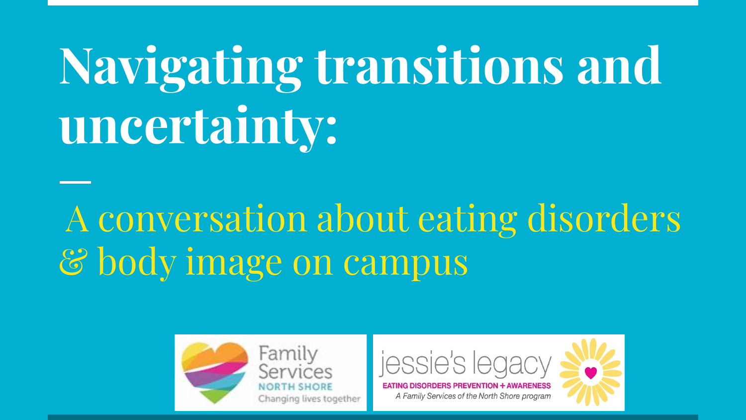# Navigating transitions and uncertainty:

## A conversation about eating disorders & body image on campus

Family Services NORTH SHORE Changing lives together

jessie's legacy EATING DISORDERS PREVENTION + AWARENESS *A Family Services of the North Shore program*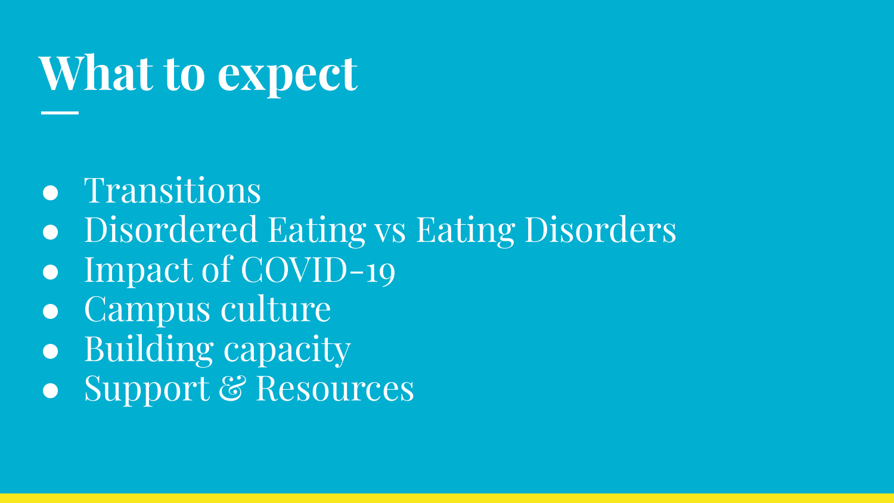# What to expect

- Transitions
- Disordered Eating vs Eating Disorders
- Impact of COVID-19
- Campus culture
- Building capacity
- Support & Resources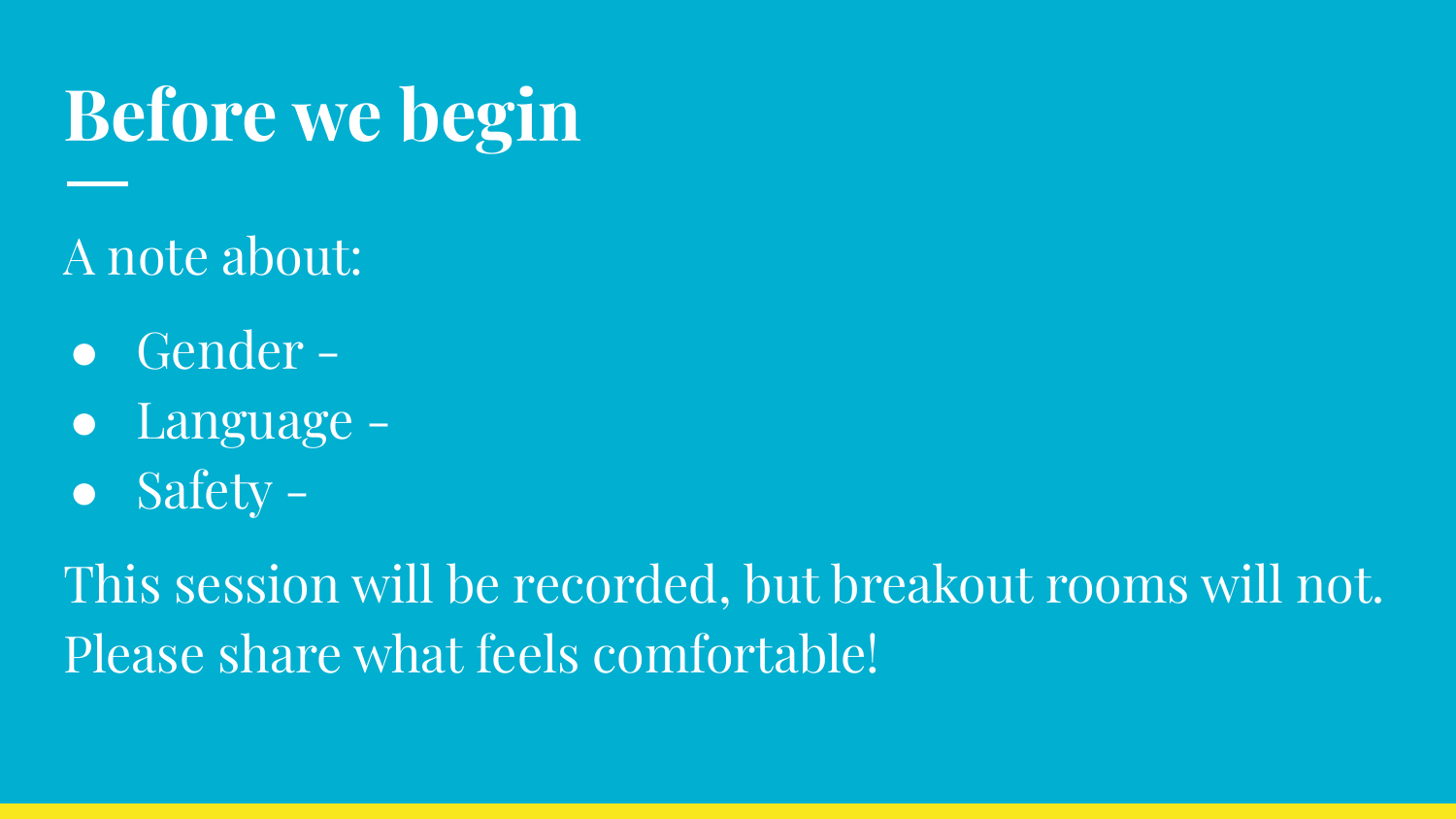# Before we begin

A note about:

- Gender -
- Language -
- Safety -

This session will be recorded, but breakout rooms will not. Please share what feels comfortable!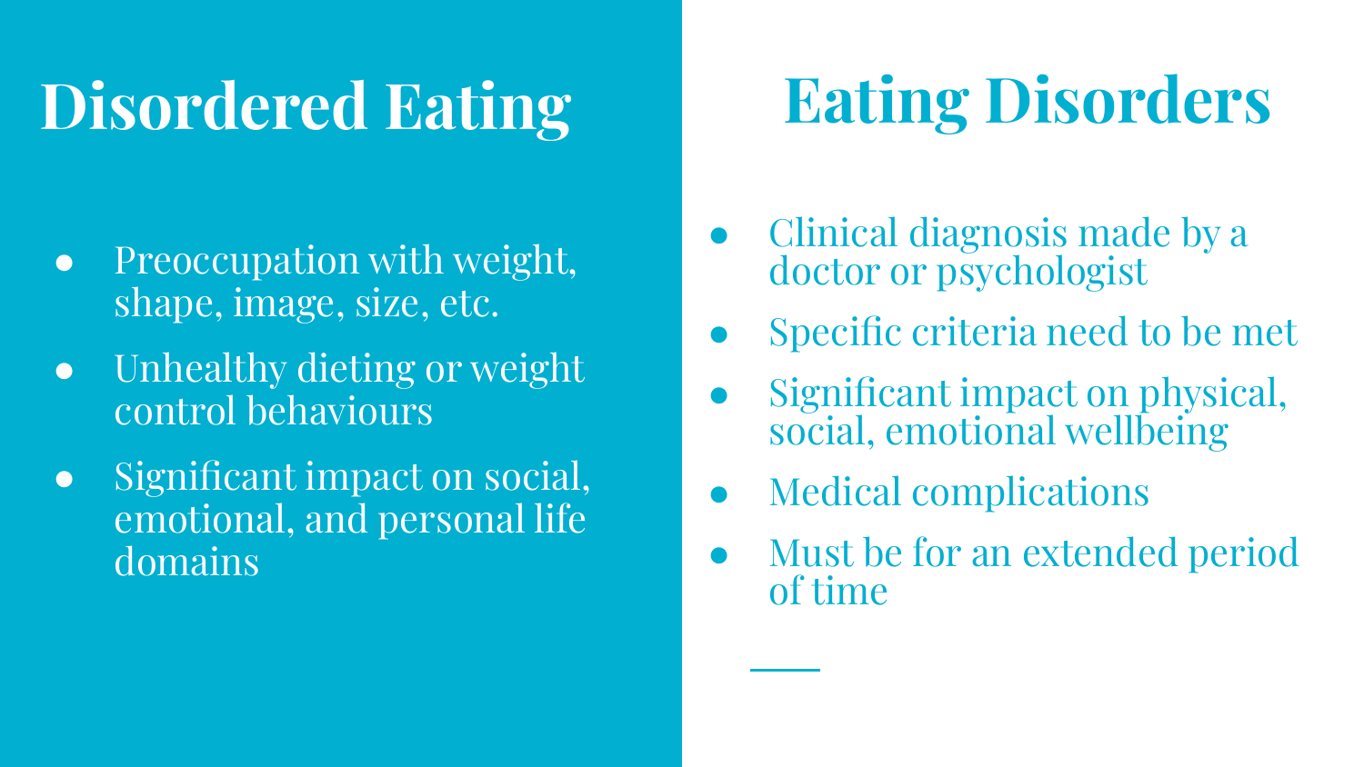## Disordered Eating

- Preoccupation with weight, shape, image, size, etc.
- Unhealthy dieting or weight control behaviours
- Significant impact on social, emotional, and personal life domains

## Eating Disorders

- Clinical diagnosis made by a doctor or psychologist
- Specific criteria need to be met
- Significant impact on physical, social, emotional wellbeing
- Medical complications
- Must be for an extended period of time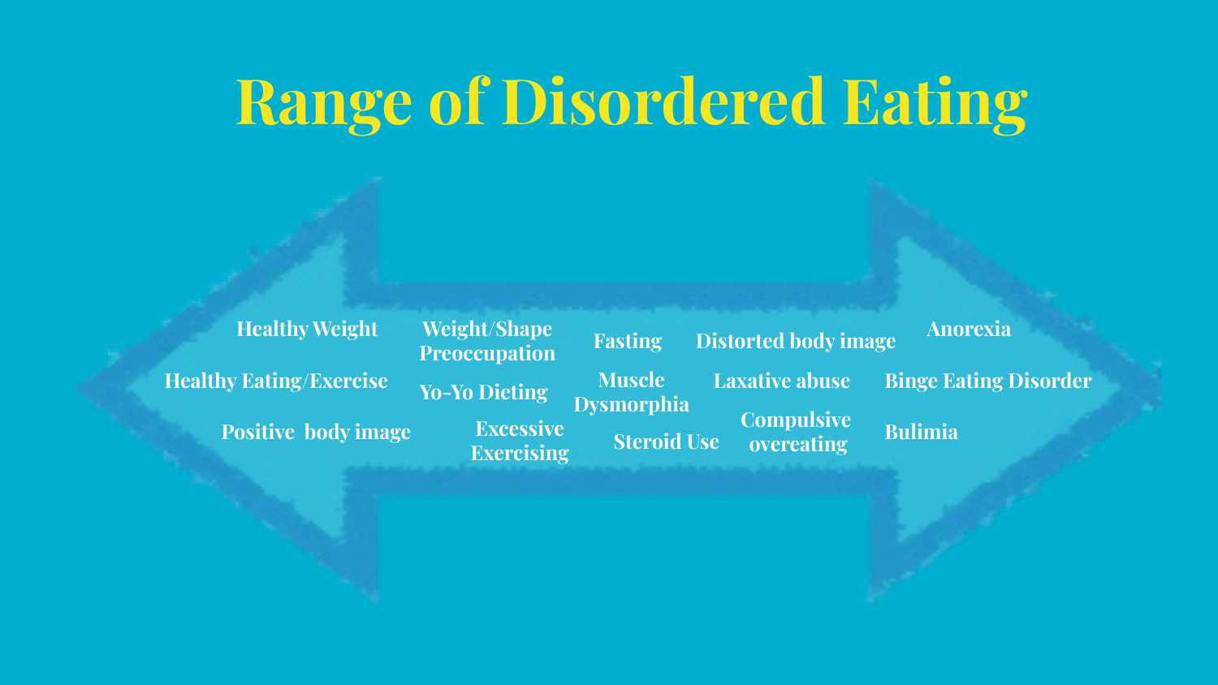# Range of Disordered Eating

Healthy Weight

Healthy Eating/Exercise

Positive body image

Weight/Shape Preoccupation

Yo-Yo Dieting

Excessive Exercising

Fasting

Muscle Dysmorphia

Steroid Use

Distorted body image

Laxative abuse

Compulsive overeating

Anorexia

Binge Eating Disorder

Bulimia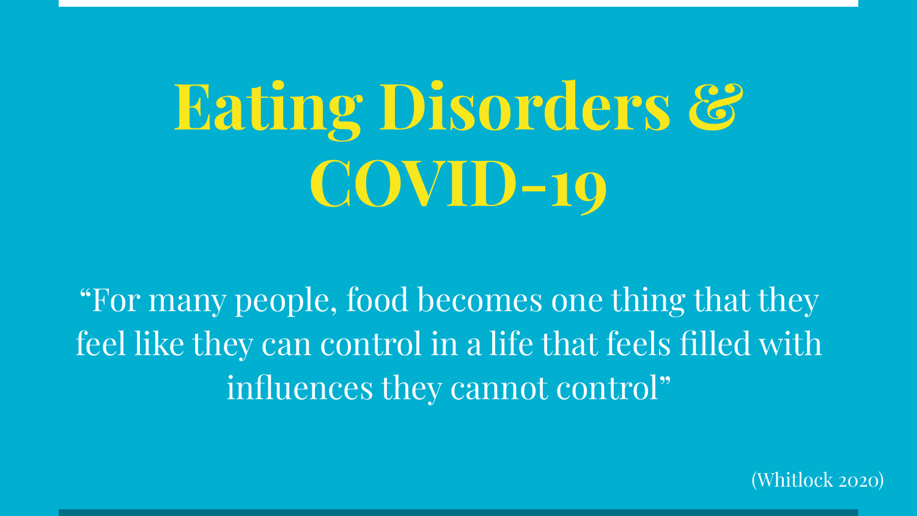# Eating Disorders & COVID-19

"For many people, food becomes one thing that they feel like they can control in a life that feels filled with influences they cannot control"

(Whitlock 2020)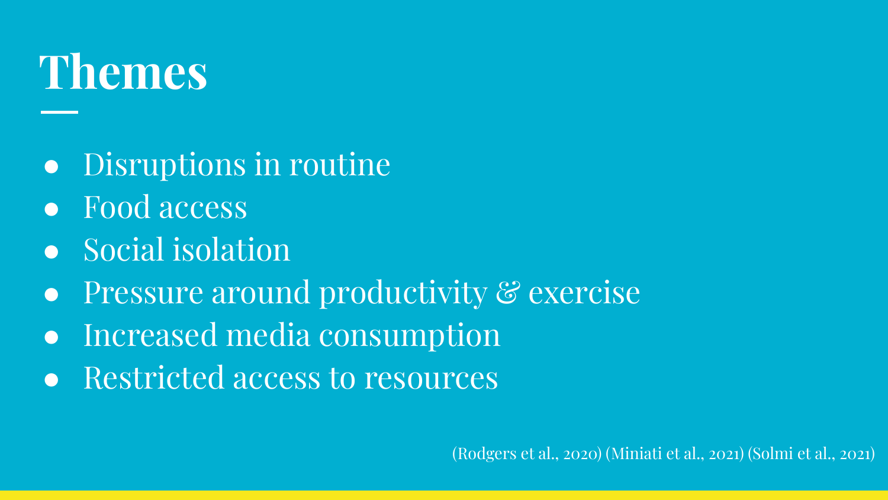# Themes

- Disruptions in routine
- Food access
- Social isolation
- Pressure around productivity & exercise
- Increased media consumption
- Restricted access to resources

(Rodgers et al., 2020) (Miniati et al., 2021) (Solmi et al., 2021)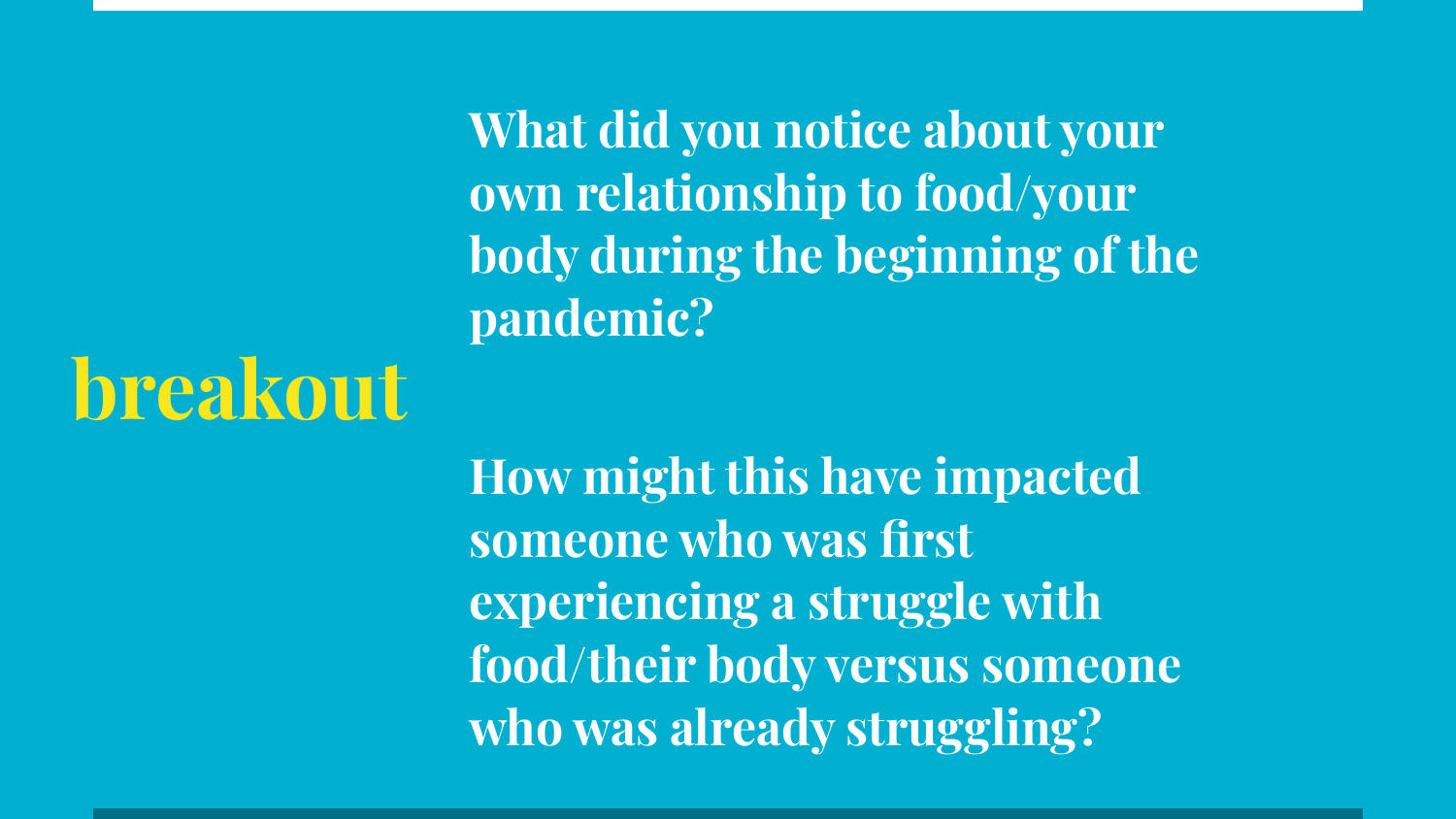# breakout

**What did you notice about your own relationship to food/your body during the beginning of the pandemic?**

**How might this have impacted someone who was first experiencing a struggle with food/their body versus someone who was already struggling?**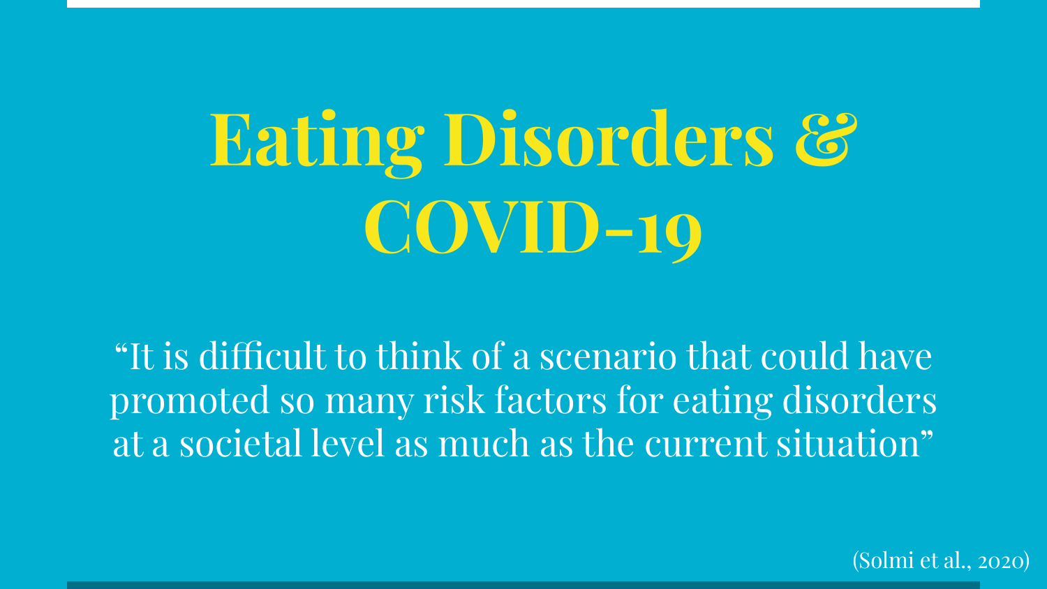# Eating Disorders & COVID-19

"It is difficult to think of a scenario that could have promoted so many risk factors for eating disorders at a societal level as much as the current situation"

(Solmi et al., 2020)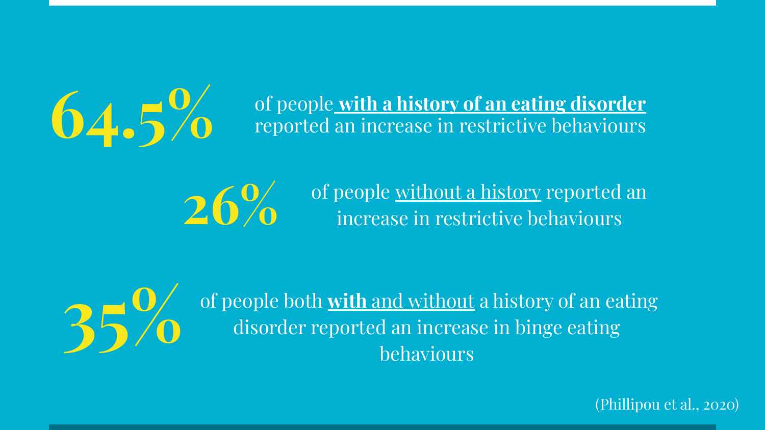**64.5%** of people **with a history of an eating disorder** reported an increase in restrictive behaviours

**26%** of people without a history reported an increase in restrictive behaviours

**35%** of people both **with** and without a history of an eating disorder reported an increase in binge eating behaviours

(Phillipou et al., 2020)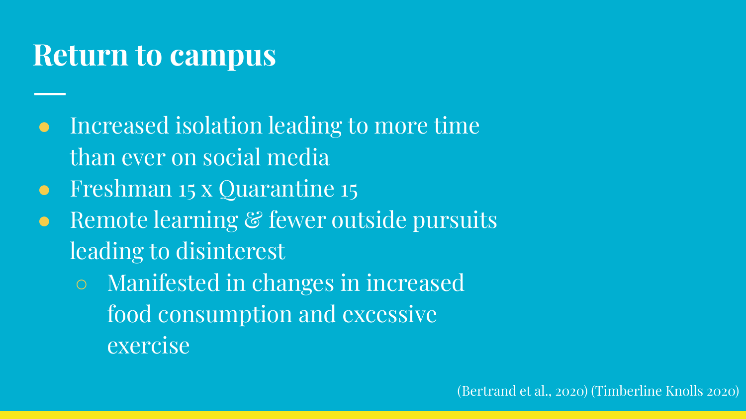# Return to campus

- Increased isolation leading to more time than ever on social media
- Freshman 15 x Quarantine 15
- Remote learning & fewer outside pursuits leading to disinterest
  - Manifested in changes in increased food consumption and excessive exercise

(Bertrand et al., 2020) (Timberline Knolls 2020)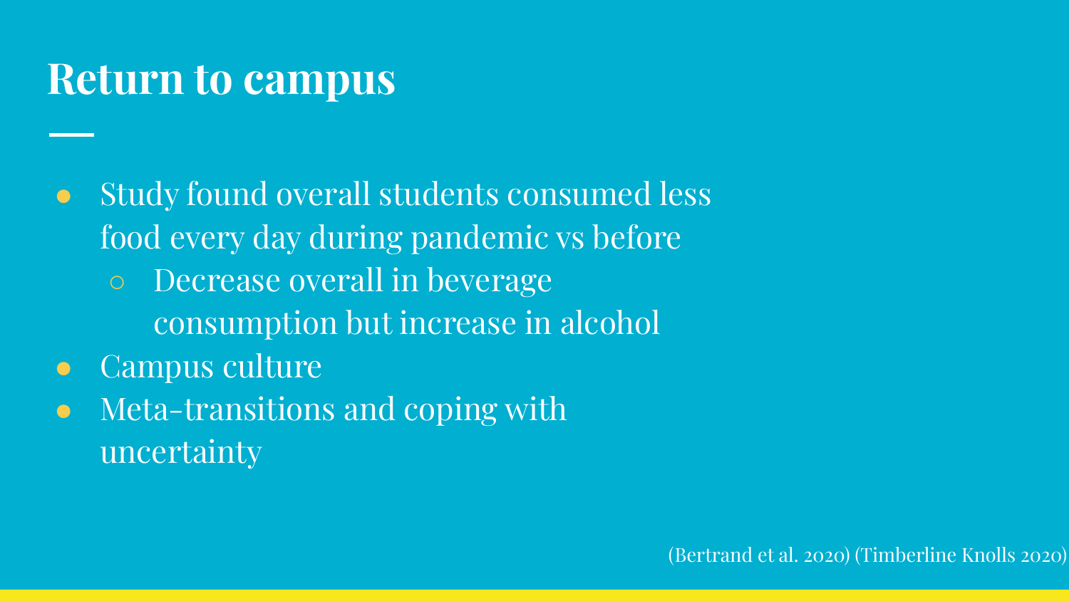# Return to campus

- Study found overall students consumed less food every day during pandemic vs before
  - Decrease overall in beverage consumption but increase in alcohol
- Campus culture
- Meta-transitions and coping with uncertainty

(Bertrand et al. 2020) (Timberline Knolls 2020)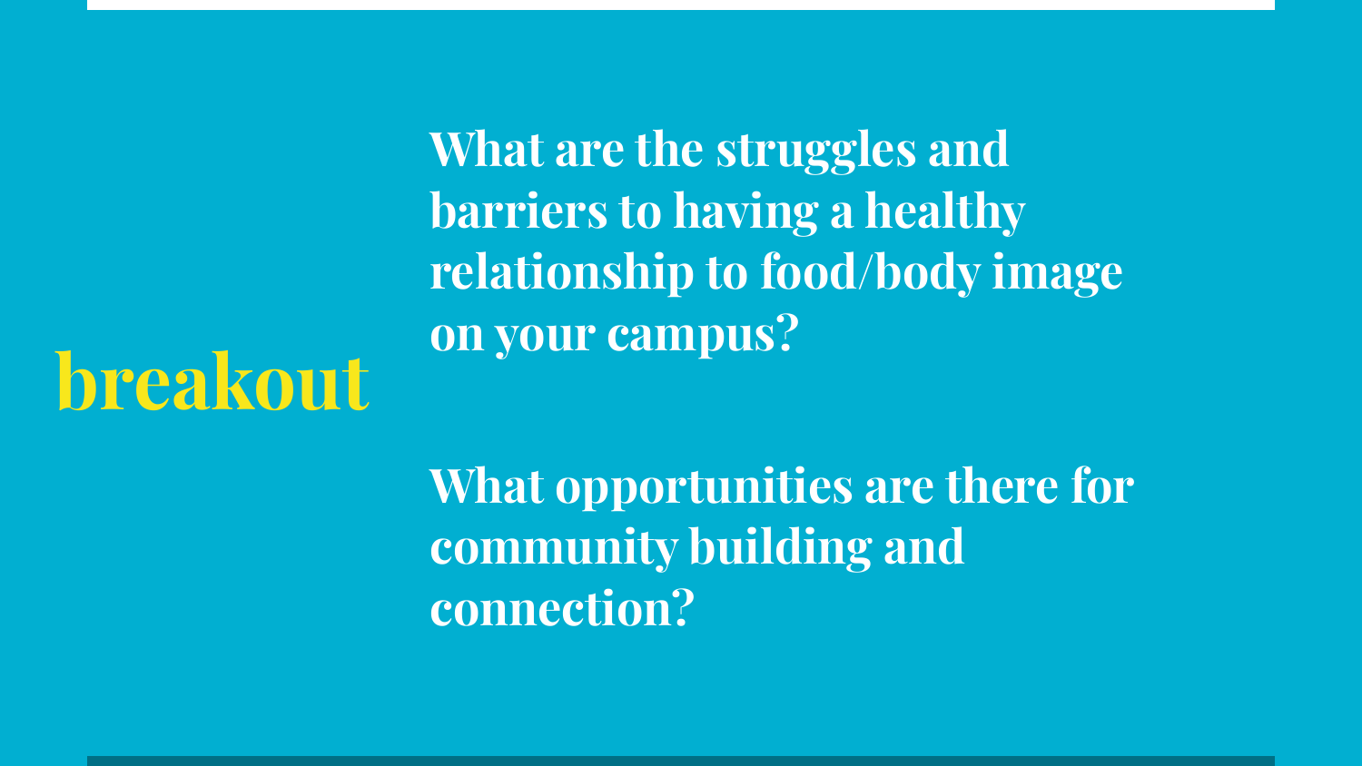# breakout

**What are the struggles and barriers to having a healthy relationship to food/body image on your campus?**

**What opportunities are there for community building and connection?**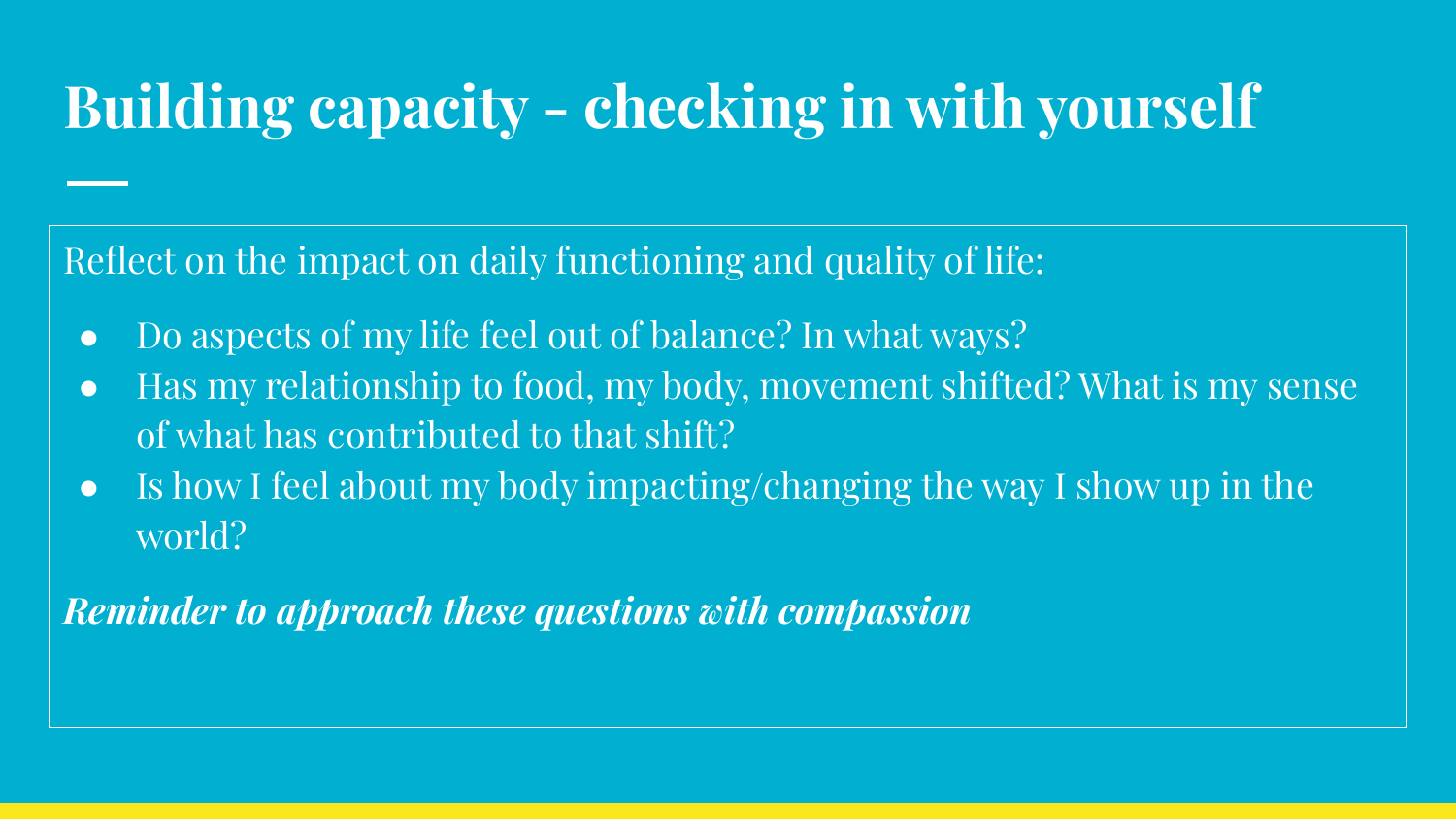# Building capacity - checking in with yourself

Reflect on the impact on daily functioning and quality of life:

- Do aspects of my life feel out of balance? In what ways?
- Has my relationship to food, my body, movement shifted? What is my sense of what has contributed to that shift?
- Is how I feel about my body impacting/changing the way I show up in the world?

***Reminder to approach these questions with compassion***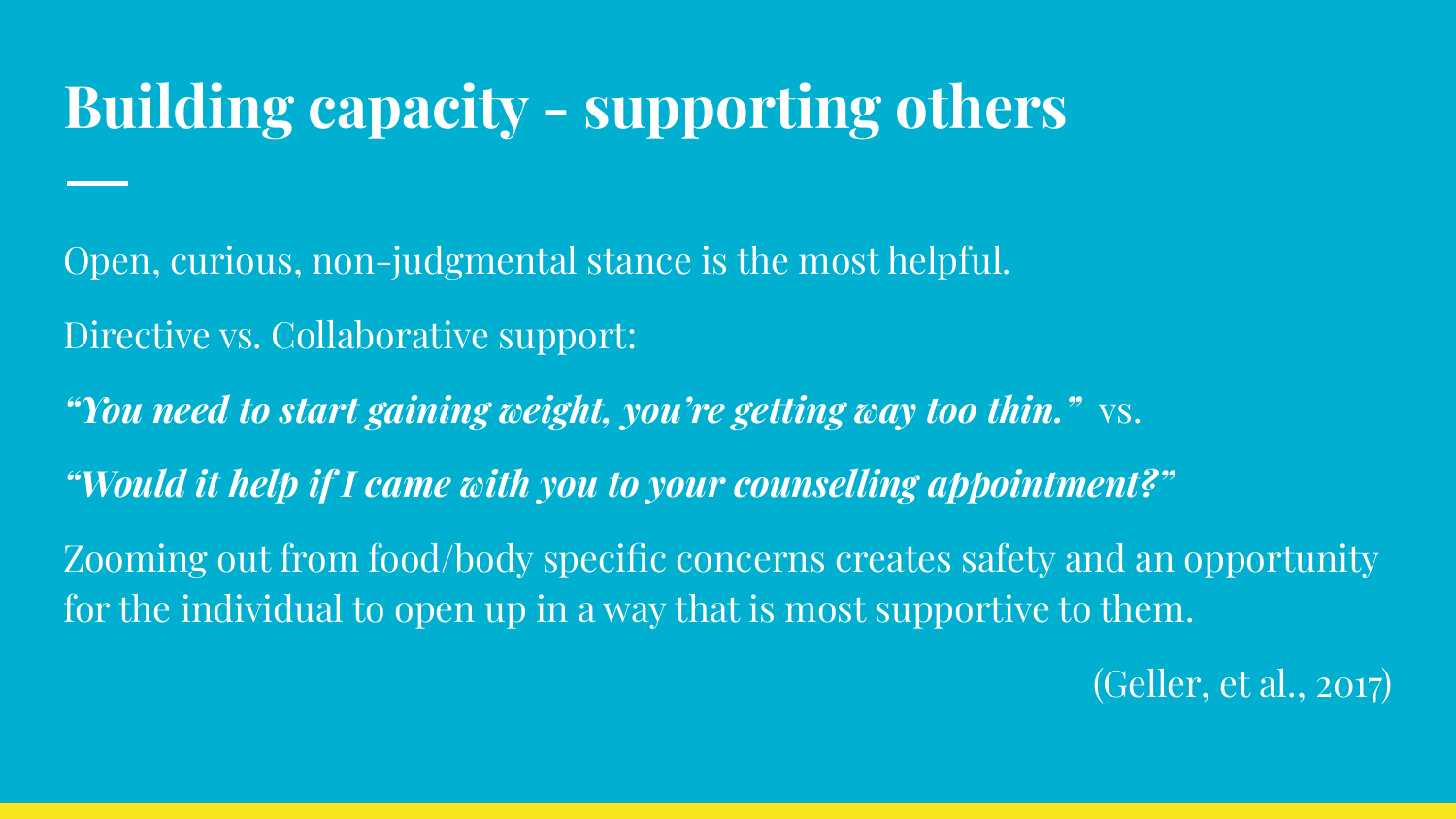# Building capacity - supporting others

Open, curious, non-judgmental stance is the most helpful.

Directive vs. Collaborative support:

***"You need to start gaining weight, you're getting way too thin."*** vs.

***"Would it help if I came with you to your counselling appointment?"***

Zooming out from food/body specific concerns creates safety and an opportunity for the individual to open up in a way that is most supportive to them.

(Geller, et al., 2017)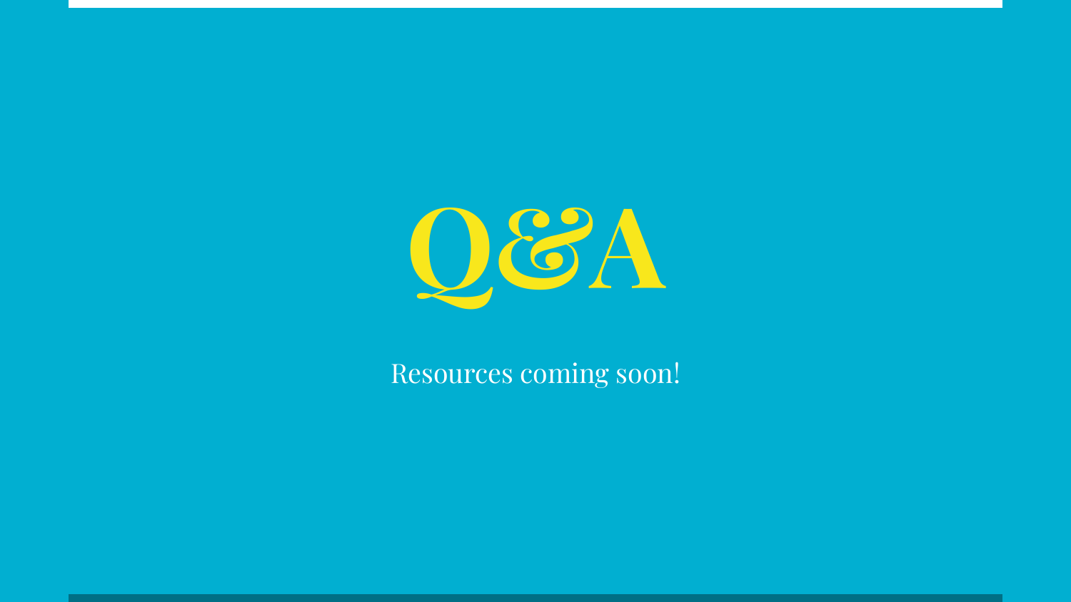# Q&A

Resources coming soon!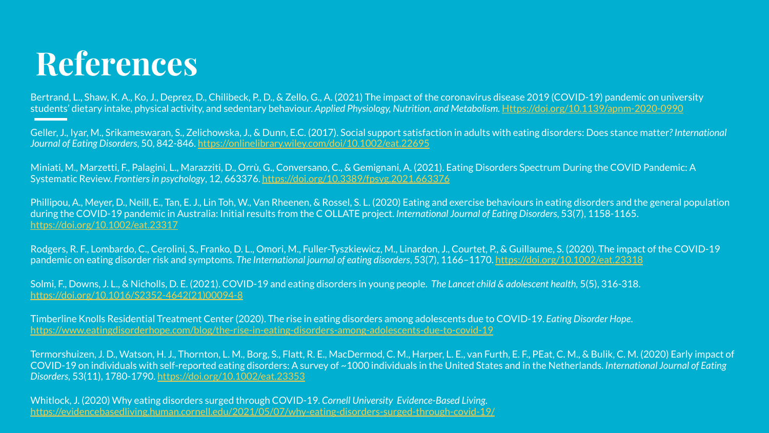# References

Bertrand, L., Shaw, K. A., Ko, J., Deprez, D., Chilibeck, P., D., & Zello, G., A. (2021) The impact of the coronavirus disease 2019 (COVID-19) pandemic on university students' dietary intake, physical activity, and sedentary behaviour. *Applied Physiology, Nutrition, and Metabolism.* Https://doi.org/10.1139/apnm-2020-0990

Geller, J., Iyar, M., Srikameswaran, S., Zelichowska, J., & Dunn, E.C. (2017). Social support satisfaction in adults with eating disorders: Does stance matter? *International Journal of Eating Disorders*, 50, 842-846. https://onlinelibrary.wiley.com/doi/10.1002/eat.22695

Miniati, M., Marzetti, F., Palagini, L., Marazziti, D., Orrù, G., Conversano, C., & Gemignani, A. (2021). Eating Disorders Spectrum During the COVID Pandemic: A Systematic Review. *Frontiers in psychology*, 12, 663376. https://doi.org/10.3389/fpsyg.2021.663376

Phillipou, A., Meyer, D., Neill, E., Tan, E. J., Lin Toh, W., Van Rheenen, & Rossel, S. L. (2020) Eating and exercise behaviours in eating disorders and the general population during the COVID-19 pandemic in Australia: Initial results from the C OLLATE project. *International Journal of Eating Disorders*, 53(7), 1158-1165. https://doi.org/10.1002/eat.23317

Rodgers, R. F., Lombardo, C., Cerolini, S., Franko, D. L., Omori, M., Fuller-Tyszkiewicz, M., Linardon, J., Courtet, P., & Guillaume, S. (2020). The impact of the COVID-19 pandemic on eating disorder risk and symptoms. *The International journal of eating disorders*, 53(7), 1166–1170. https://doi.org/10.1002/eat.23318

Solmi, F., Downs, J. L., & Nicholls, D. E. (2021). COVID-19 and eating disorders in young people. *The Lancet child & adolescent health,* 5(5), 316-318. https://doi.org/10.1016/S2352-4642(21)00094-8

Timberline Knolls Residential Treatment Center (2020). The rise in eating disorders among adolescents due to COVID-19. *Eating Disorder Hope*. https://www.eatingdisorderhope.com/blog/the-rise-in-eating-disorders-among-adolescents-due-to-covid-19

Termorshuizen, J. D., Watson, H. J., Thornton, L. M., Borg, S., Flatt, R. E., MacDermod, C. M., Harper, L. E., van Furth, E. F., PEat, C. M., & Bulik, C. M. (2020) Early impact of COVID-19 on individuals with self-reported eating disorders: A survey of ~1000 individuals in the United States and in the Netherlands. *International Journal of Eating Disorders*, 53(11), 1780-1790. https://doi.org/10.1002/eat.23353

Whitlock, J. (2020) Why eating disorders surged through COVID-19. *Cornell University Evidence-Based Living*. https://evidencebasedliving.human.cornell.edu/2021/05/07/why-eating-disorders-surged-through-covid-19/